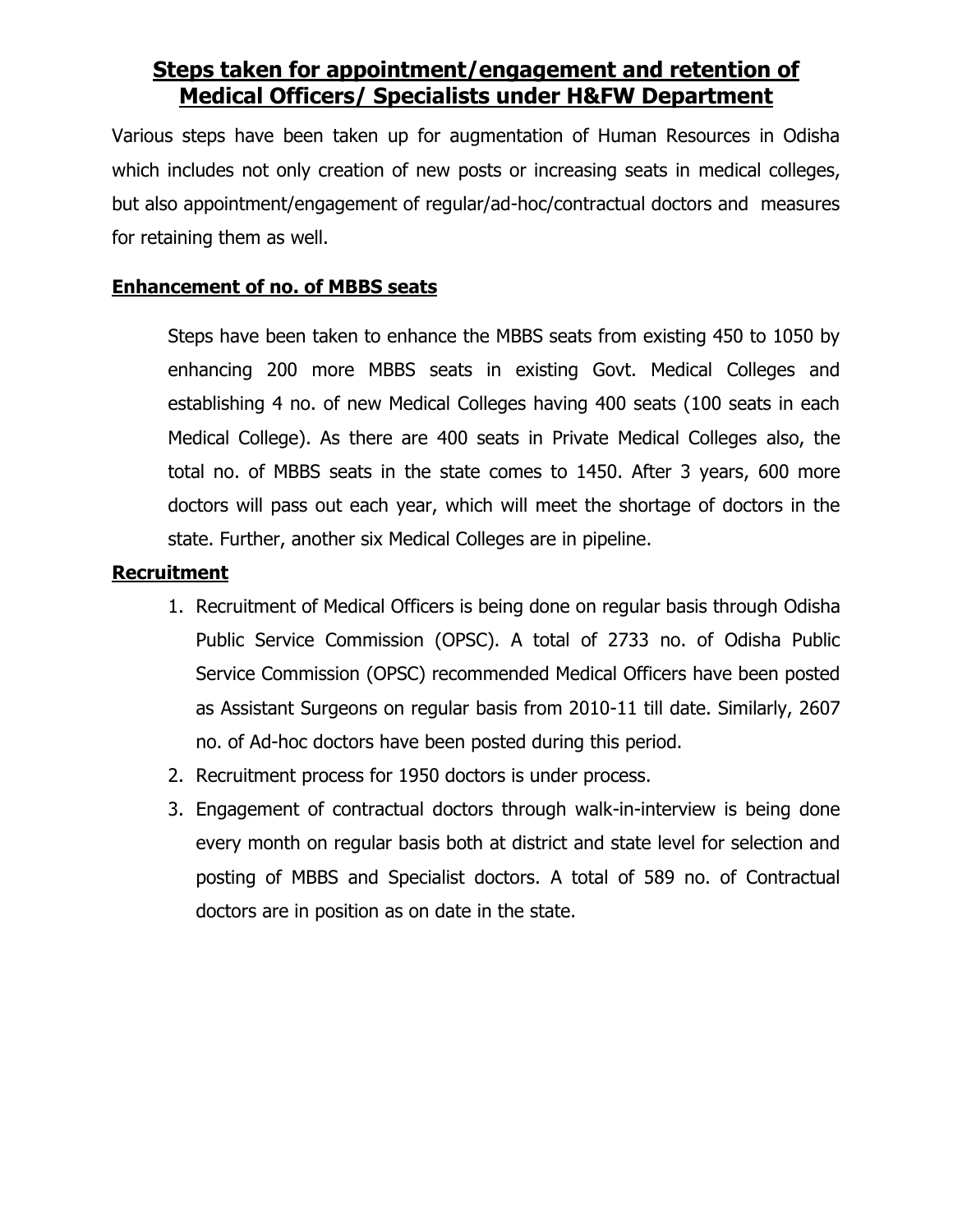# Steps taken for appointment/engagement and retention of Medical Officers/ Specialists under H&FW Department

Various steps have been taken up for augmentation of Human Resources in Odisha which includes not only creation of new posts or increasing seats in medical colleges, but also appointment/engagement of regular/ad-hoc/contractual doctors and measures for retaining them as well.

## Enhancement of no. of MBBS seats

Steps have been taken to enhance the MBBS seats from existing 450 to 1050 by enhancing 200 more MBBS seats in existing Govt. Medical Colleges and establishing 4 no. of new Medical Colleges having 400 seats (100 seats in each Medical College). As there are 400 seats in Private Medical Colleges also, the total no. of MBBS seats in the state comes to 1450. After 3 years, 600 more doctors will pass out each year, which will meet the shortage of doctors in the state. Further, another six Medical Colleges are in pipeline.

## Recruitment

1. Recruitment of Medical Officers is being done on regular basis through Odisha Public Service Commission (OPSC). A total of 2733 no. of Odisha Public Service Commission (OPSC) recommended Medical Officers have been posted as Assistant Surgeons on regular basis from 2010-11 till date. Similarly, 2607 no. of Ad-hoc doctors have been posted during this period.
2. Recruitment process for 1950 doctors is under process.
3. Engagement of contractual doctors through walk-in-interview is being done every month on regular basis both at district and state level for selection and posting of MBBS and Specialist doctors. A total of 589 no. of Contractual doctors are in position as on date in the state.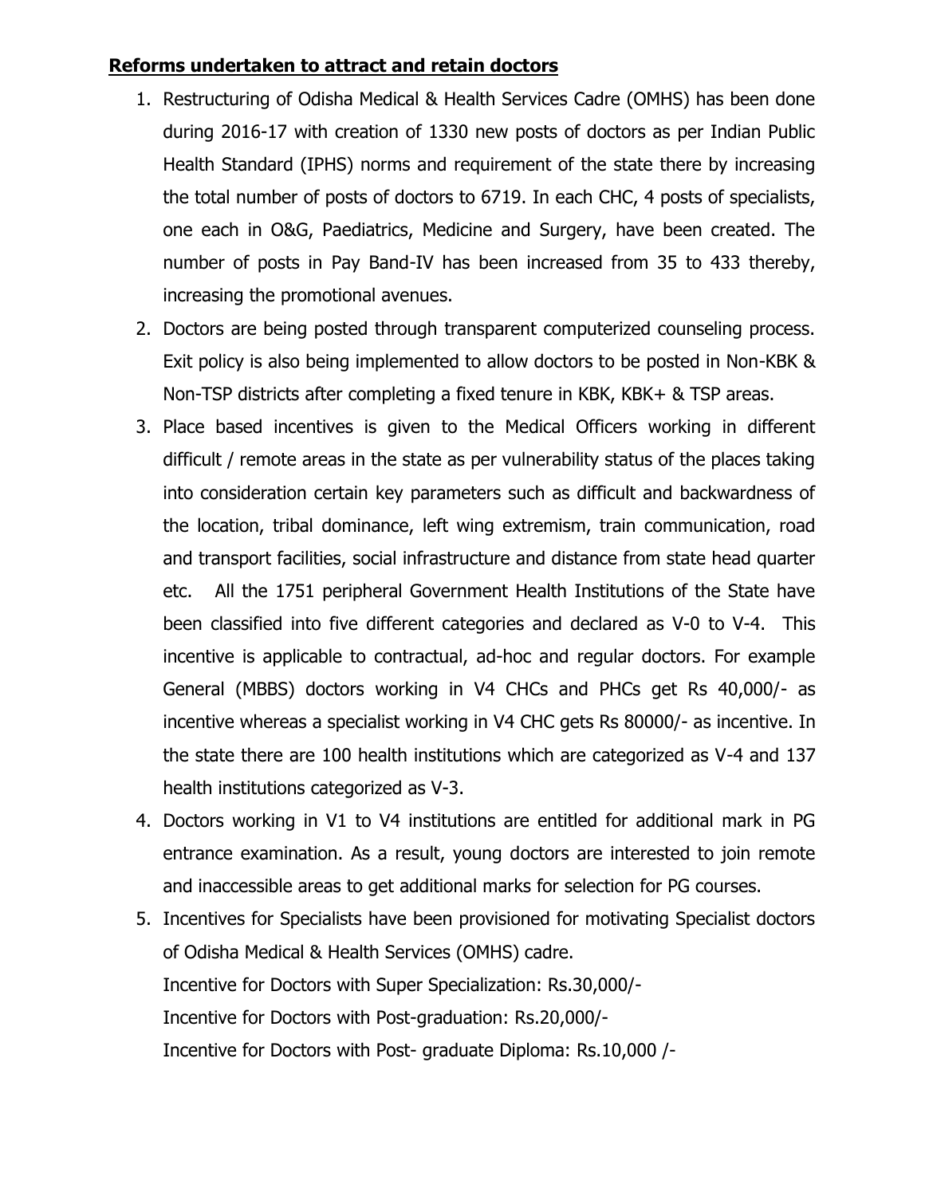**Reforms undertaken to attract and retain doctors**

1. Restructuring of Odisha Medical & Health Services Cadre (OMHS) has been done during 2016-17 with creation of 1330 new posts of doctors as per Indian Public Health Standard (IPHS) norms and requirement of the state there by increasing the total number of posts of doctors to 6719. In each CHC, 4 posts of specialists, one each in O&G, Paediatrics, Medicine and Surgery, have been created. The number of posts in Pay Band-IV has been increased from 35 to 433 thereby, increasing the promotional avenues.
2. Doctors are being posted through transparent computerized counseling process. Exit policy is also being implemented to allow doctors to be posted in Non-KBK & Non-TSP districts after completing a fixed tenure in KBK, KBK+ & TSP areas.
3. Place based incentives is given to the Medical Officers working in different difficult / remote areas in the state as per vulnerability status of the places taking into consideration certain key parameters such as difficult and backwardness of the location, tribal dominance, left wing extremism, train communication, road and transport facilities, social infrastructure and distance from state head quarter etc. All the 1751 peripheral Government Health Institutions of the State have been classified into five different categories and declared as V-0 to V-4. This incentive is applicable to contractual, ad-hoc and regular doctors. For example General (MBBS) doctors working in V4 CHCs and PHCs get Rs 40,000/- as incentive whereas a specialist working in V4 CHC gets Rs 80000/- as incentive. In the state there are 100 health institutions which are categorized as V-4 and 137 health institutions categorized as V-3.
4. Doctors working in V1 to V4 institutions are entitled for additional mark in PG entrance examination. As a result, young doctors are interested to join remote and inaccessible areas to get additional marks for selection for PG courses.
5. Incentives for Specialists have been provisioned for motivating Specialist doctors of Odisha Medical & Health Services (OMHS) cadre.
   Incentive for Doctors with Super Specialization: Rs.30,000/-
   Incentive for Doctors with Post-graduation: Rs.20,000/-
   Incentive for Doctors with Post- graduate Diploma: Rs.10,000 /-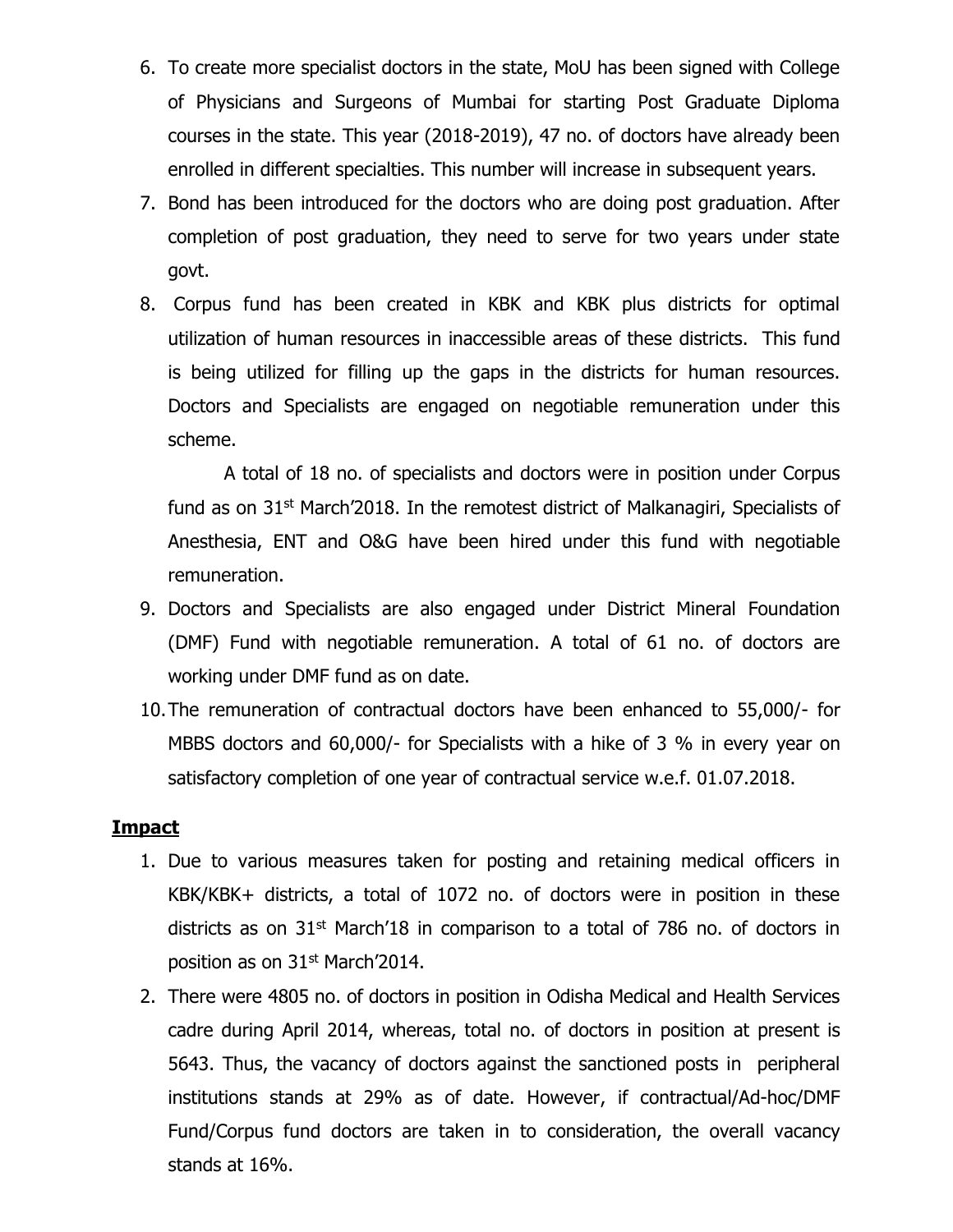6. To create more specialist doctors in the state, MoU has been signed with College of Physicians and Surgeons of Mumbai for starting Post Graduate Diploma courses in the state. This year (2018-2019), 47 no. of doctors have already been enrolled in different specialties. This number will increase in subsequent years.
7. Bond has been introduced for the doctors who are doing post graduation. After completion of post graduation, they need to serve for two years under state govt.
8. Corpus fund has been created in KBK and KBK plus districts for optimal utilization of human resources in inaccessible areas of these districts. This fund is being utilized for filling up the gaps in the districts for human resources. Doctors and Specialists are engaged on negotiable remuneration under this scheme.

   A total of 18 no. of specialists and doctors were in position under Corpus fund as on 31st March'2018. In the remotest district of Malkanagiri, Specialists of Anesthesia, ENT and O&G have been hired under this fund with negotiable remuneration.
9. Doctors and Specialists are also engaged under District Mineral Foundation (DMF) Fund with negotiable remuneration. A total of 61 no. of doctors are working under DMF fund as on date.
10. The remuneration of contractual doctors have been enhanced to 55,000/- for MBBS doctors and 60,000/- for Specialists with a hike of 3 % in every year on satisfactory completion of one year of contractual service w.e.f. 01.07.2018.

**Impact**

1. Due to various measures taken for posting and retaining medical officers in KBK/KBK+ districts, a total of 1072 no. of doctors were in position in these districts as on 31st March'18 in comparison to a total of 786 no. of doctors in position as on 31st March'2014.
2. There were 4805 no. of doctors in position in Odisha Medical and Health Services cadre during April 2014, whereas, total no. of doctors in position at present is 5643. Thus, the vacancy of doctors against the sanctioned posts in peripheral institutions stands at 29% as of date. However, if contractual/Ad-hoc/DMF Fund/Corpus fund doctors are taken in to consideration, the overall vacancy stands at 16%.